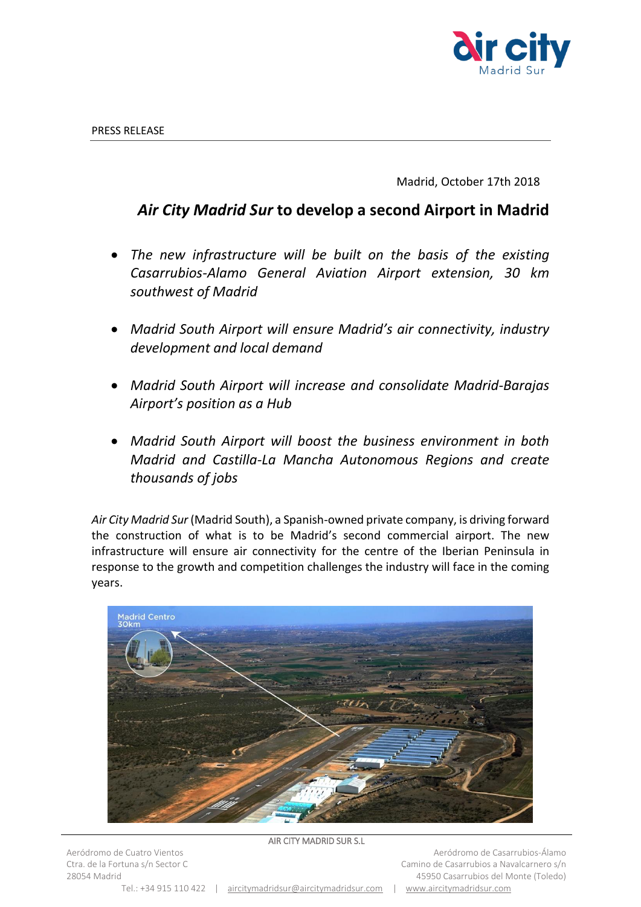PRESS RELEASE

Madrid, October 17th 2018

# *Air City Madrid Sur* to develop a second Airport in Madrid

- *The new infrastructure will be built on the basis of the existing Casarrubios-Alamo General Aviation Airport extension, 30 km southwest of Madrid*
- *Madrid South Airport will ensure Madrid's air connectivity, industry development and local demand*
- *Madrid South Airport will increase and consolidate Madrid-Barajas Airport's position as a Hub*
- *Madrid South Airport will boost the business environment in both Madrid and Castilla-La Mancha Autonomous Regions and create thousands of jobs*

*Air City Madrid Sur* (Madrid South), a Spanish-owned private company, is driving forward the construction of what is to be Madrid's second commercial airport. The new infrastructure will ensure air connectivity for the centre of the Iberian Peninsula in response to the growth and competition challenges the industry will face in the coming years.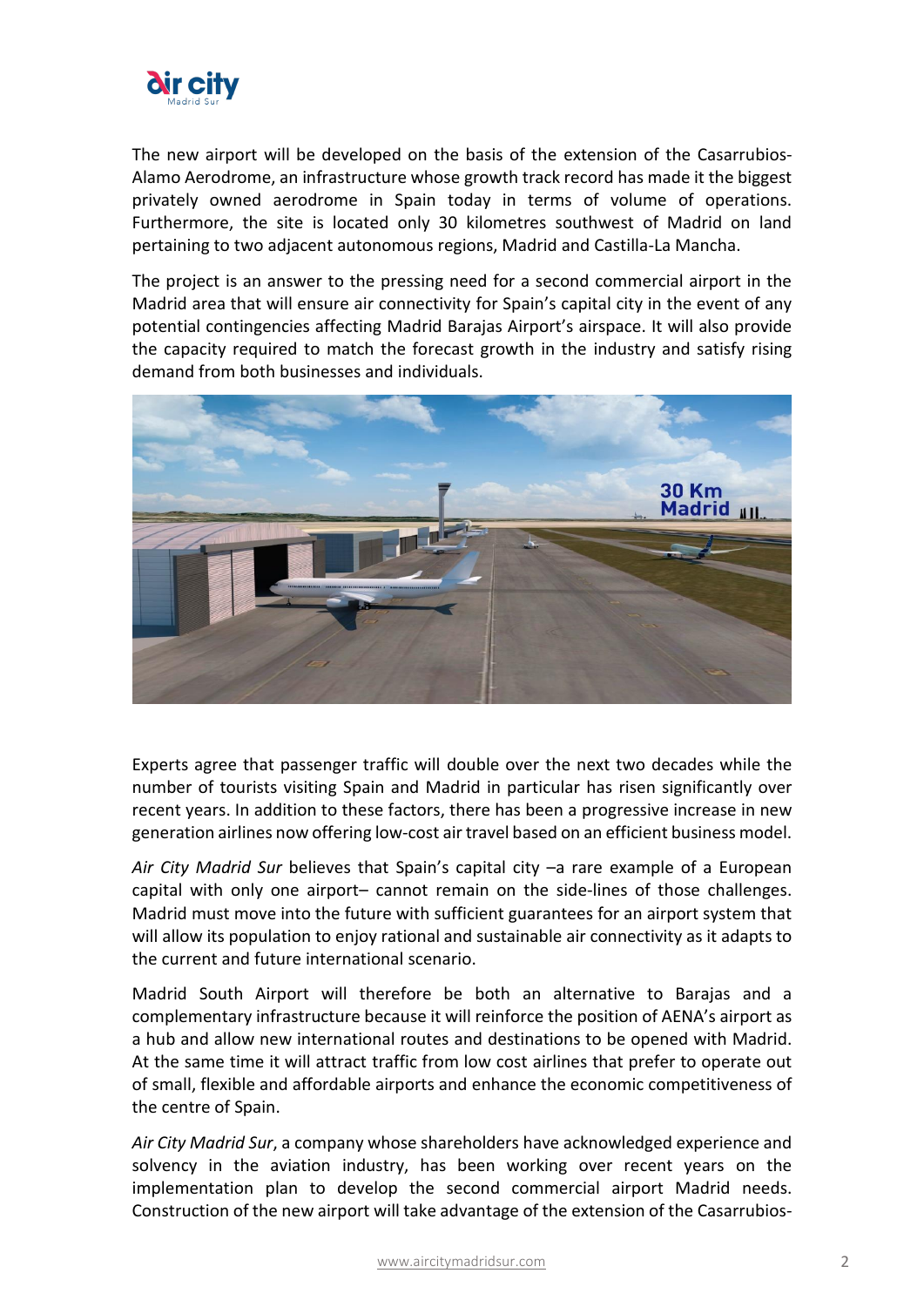The new airport will be developed on the basis of the extension of the Casarrubios-Alamo Aerodrome, an infrastructure whose growth track record has made it the biggest privately owned aerodrome in Spain today in terms of volume of operations. Furthermore, the site is located only 30 kilometres southwest of Madrid on land pertaining to two adjacent autonomous regions, Madrid and Castilla-La Mancha.

The project is an answer to the pressing need for a second commercial airport in the Madrid area that will ensure air connectivity for Spain's capital city in the event of any potential contingencies affecting Madrid Barajas Airport's airspace. It will also provide the capacity required to match the forecast growth in the industry and satisfy rising demand from both businesses and individuals.

Experts agree that passenger traffic will double over the next two decades while the number of tourists visiting Spain and Madrid in particular has risen significantly over recent years. In addition to these factors, there has been a progressive increase in new generation airlines now offering low-cost air travel based on an efficient business model.

*Air City Madrid Sur* believes that Spain's capital city –a rare example of a European capital with only one airport– cannot remain on the side-lines of those challenges. Madrid must move into the future with sufficient guarantees for an airport system that will allow its population to enjoy rational and sustainable air connectivity as it adapts to the current and future international scenario.

Madrid South Airport will therefore be both an alternative to Barajas and a complementary infrastructure because it will reinforce the position of AENA's airport as a hub and allow new international routes and destinations to be opened with Madrid. At the same time it will attract traffic from low cost airlines that prefer to operate out of small, flexible and affordable airports and enhance the economic competitiveness of the centre of Spain.

*Air City Madrid Sur*, a company whose shareholders have acknowledged experience and solvency in the aviation industry, has been working over recent years on the implementation plan to develop the second commercial airport Madrid needs. Construction of the new airport will take advantage of the extension of the Casarrubios-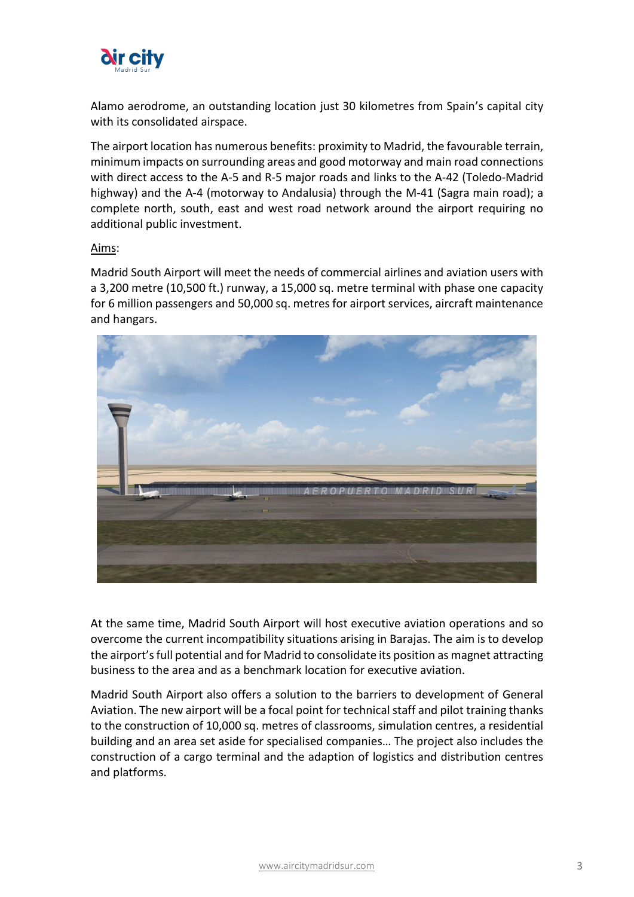Alamo aerodrome, an outstanding location just 30 kilometres from Spain's capital city with its consolidated airspace.

The airport location has numerous benefits: proximity to Madrid, the favourable terrain, minimum impacts on surrounding areas and good motorway and main road connections with direct access to the A-5 and R-5 major roads and links to the A-42 (Toledo-Madrid highway) and the A-4 (motorway to Andalusia) through the M-41 (Sagra main road); a complete north, south, east and west road network around the airport requiring no additional public investment.

Aims:

Madrid South Airport will meet the needs of commercial airlines and aviation users with a 3,200 metre (10,500 ft.) runway, a 15,000 sq. metre terminal with phase one capacity for 6 million passengers and 50,000 sq. metres for airport services, aircraft maintenance and hangars.

At the same time, Madrid South Airport will host executive aviation operations and so overcome the current incompatibility situations arising in Barajas. The aim is to develop the airport's full potential and for Madrid to consolidate its position as magnet attracting business to the area and as a benchmark location for executive aviation.

Madrid South Airport also offers a solution to the barriers to development of General Aviation. The new airport will be a focal point for technical staff and pilot training thanks to the construction of 10,000 sq. metres of classrooms, simulation centres, a residential building and an area set aside for specialised companies… The project also includes the construction of a cargo terminal and the adaption of logistics and distribution centres and platforms.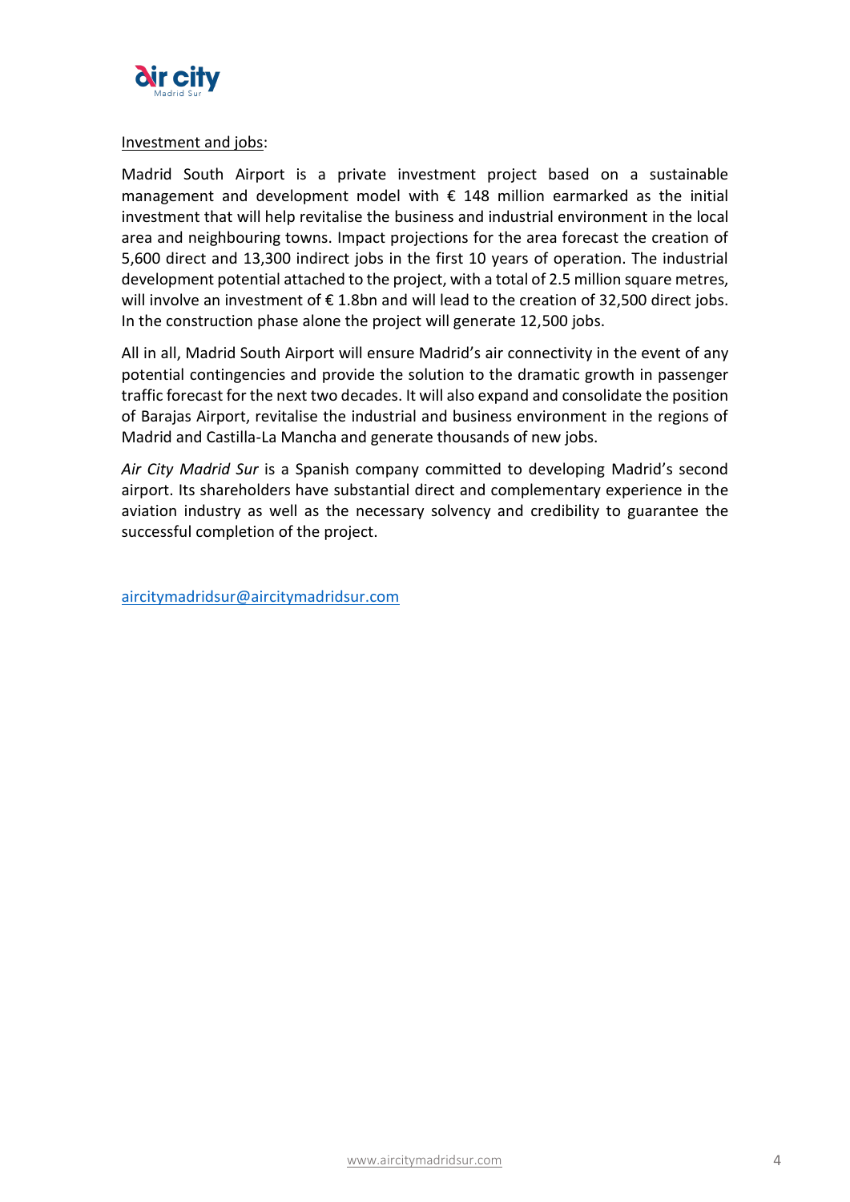Investment and jobs:

Madrid South Airport is a private investment project based on a sustainable management and development model with € 148 million earmarked as the initial investment that will help revitalise the business and industrial environment in the local area and neighbouring towns. Impact projections for the area forecast the creation of 5,600 direct and 13,300 indirect jobs in the first 10 years of operation. The industrial development potential attached to the project, with a total of 2.5 million square metres, will involve an investment of € 1.8bn and will lead to the creation of 32,500 direct jobs. In the construction phase alone the project will generate 12,500 jobs.

All in all, Madrid South Airport will ensure Madrid's air connectivity in the event of any potential contingencies and provide the solution to the dramatic growth in passenger traffic forecast for the next two decades. It will also expand and consolidate the position of Barajas Airport, revitalise the industrial and business environment in the regions of Madrid and Castilla-La Mancha and generate thousands of new jobs.

*Air City Madrid Sur* is a Spanish company committed to developing Madrid's second airport. Its shareholders have substantial direct and complementary experience in the aviation industry as well as the necessary solvency and credibility to guarantee the successful completion of the project.

aircitymadridsur@aircitymadridsur.com